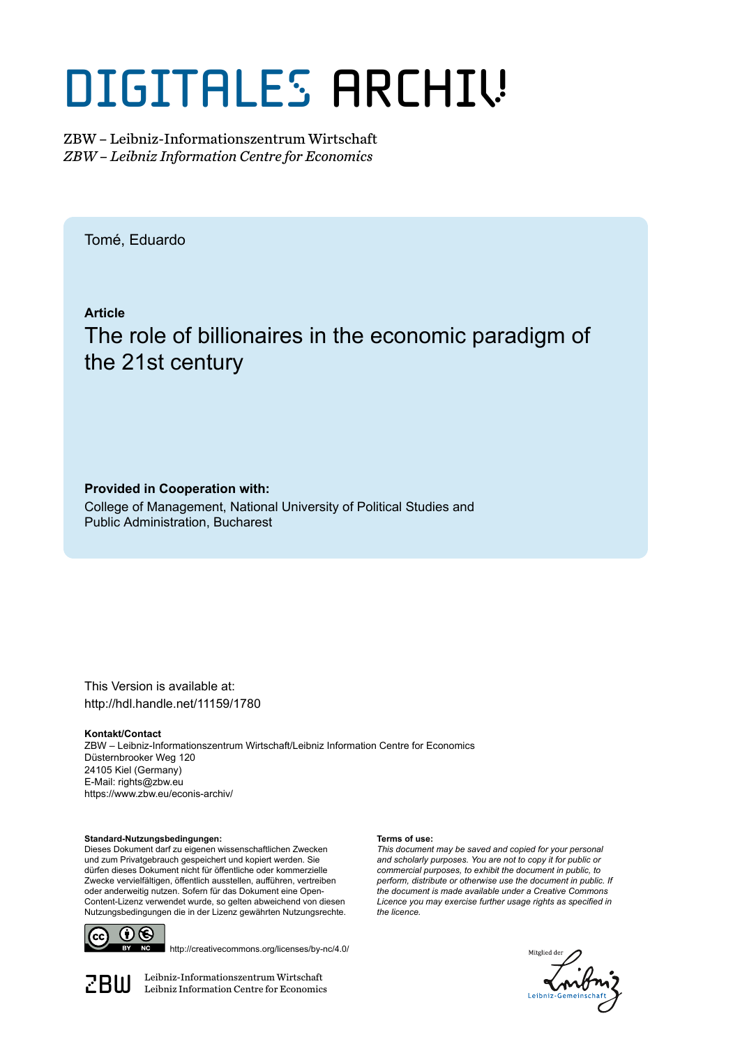# DIGITALES ARCHIV

ZBW – Leibniz-Informationszentrum Wirtschaft
*ZBW – Leibniz Information Centre for Economics*

Tomé, Eduardo

**Article**

## The role of billionaires in the economic paradigm of the 21st century

**Provided in Cooperation with:**
College of Management, National University of Political Studies and Public Administration, Bucharest

This Version is available at:
http://hdl.handle.net/11159/1780

**Kontakt/Contact**
ZBW – Leibniz-Informationszentrum Wirtschaft/Leibniz Information Centre for Economics
Düsternbrooker Weg 120
24105 Kiel (Germany)
E-Mail: rights@zbw.eu
https://www.zbw.eu/econis-archiv/

**Standard-Nutzungsbedingungen:**
Dieses Dokument darf zu eigenen wissenschaftlichen Zwecken und zum Privatgebrauch gespeichert und kopiert werden. Sie dürfen dieses Dokument nicht für öffentliche oder kommerzielle Zwecke vervielfältigen, öffentlich ausstellen, aufführen, vertreiben oder anderweitig nutzen. Sofern für das Dokument eine Open-Content-Lizenz verwendet wurde, so gelten abweichend von diesen Nutzungsbedingungen die in der Lizenz gewährten Nutzungsrechte.

**Terms of use:**
*This document may be saved and copied for your personal and scholarly purposes. You are not to copy it for public or commercial purposes, to exhibit the document in public, to perform, distribute or otherwise use the document in public. If the document is made available under a Creative Commons Licence you may exercise further usage rights as specified in the licence.*

http://creativecommons.org/licenses/by-nc/4.0/

Leibniz-Informationszentrum Wirtschaft
Leibniz Information Centre for Economics

Mitglied der Leibniz-Gemeinschaft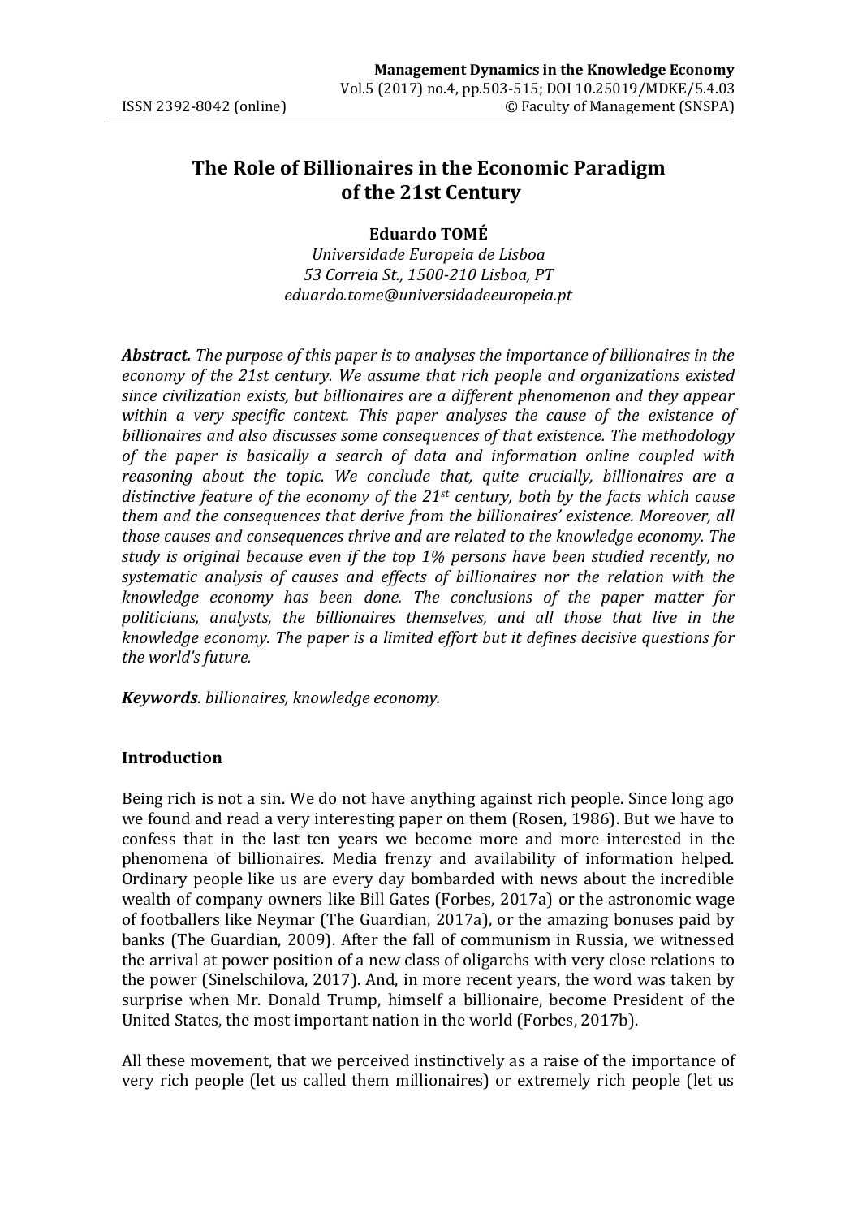# The Role of Billionaires in the Economic Paradigm of the 21st Century

**Eduardo TOMÉ**

*Universidade Europeia de Lisboa*
*53 Correia St., 1500-210 Lisboa, PT*
*eduardo.tome@universidadeeuropeia.pt*

***Abstract.*** *The purpose of this paper is to analyses the importance of billionaires in the economy of the 21st century. We assume that rich people and organizations existed since civilization exists, but billionaires are a different phenomenon and they appear within a very specific context. This paper analyses the cause of the existence of billionaires and also discusses some consequences of that existence. The methodology of the paper is basically a search of data and information online coupled with reasoning about the topic. We conclude that, quite crucially, billionaires are a distinctive feature of the economy of the 21st century, both by the facts which cause them and the consequences that derive from the billionaires' existence. Moreover, all those causes and consequences thrive and are related to the knowledge economy. The study is original because even if the top 1% persons have been studied recently, no systematic analysis of causes and effects of billionaires nor the relation with the knowledge economy has been done. The conclusions of the paper matter for politicians, analysts, the billionaires themselves, and all those that live in the knowledge economy. The paper is a limited effort but it defines decisive questions for the world's future.*

***Keywords****. billionaires, knowledge economy.*

## Introduction

Being rich is not a sin. We do not have anything against rich people. Since long ago we found and read a very interesting paper on them (Rosen, 1986). But we have to confess that in the last ten years we become more and more interested in the phenomena of billionaires. Media frenzy and availability of information helped. Ordinary people like us are every day bombarded with news about the incredible wealth of company owners like Bill Gates (Forbes, 2017a) or the astronomic wage of footballers like Neymar (The Guardian, 2017a), or the amazing bonuses paid by banks (The Guardian, 2009). After the fall of communism in Russia, we witnessed the arrival at power position of a new class of oligarchs with very close relations to the power (Sinelschilova, 2017). And, in more recent years, the word was taken by surprise when Mr. Donald Trump, himself a billionaire, become President of the United States, the most important nation in the world (Forbes, 2017b).

All these movement, that we perceived instinctively as a raise of the importance of very rich people (let us called them millionaires) or extremely rich people (let us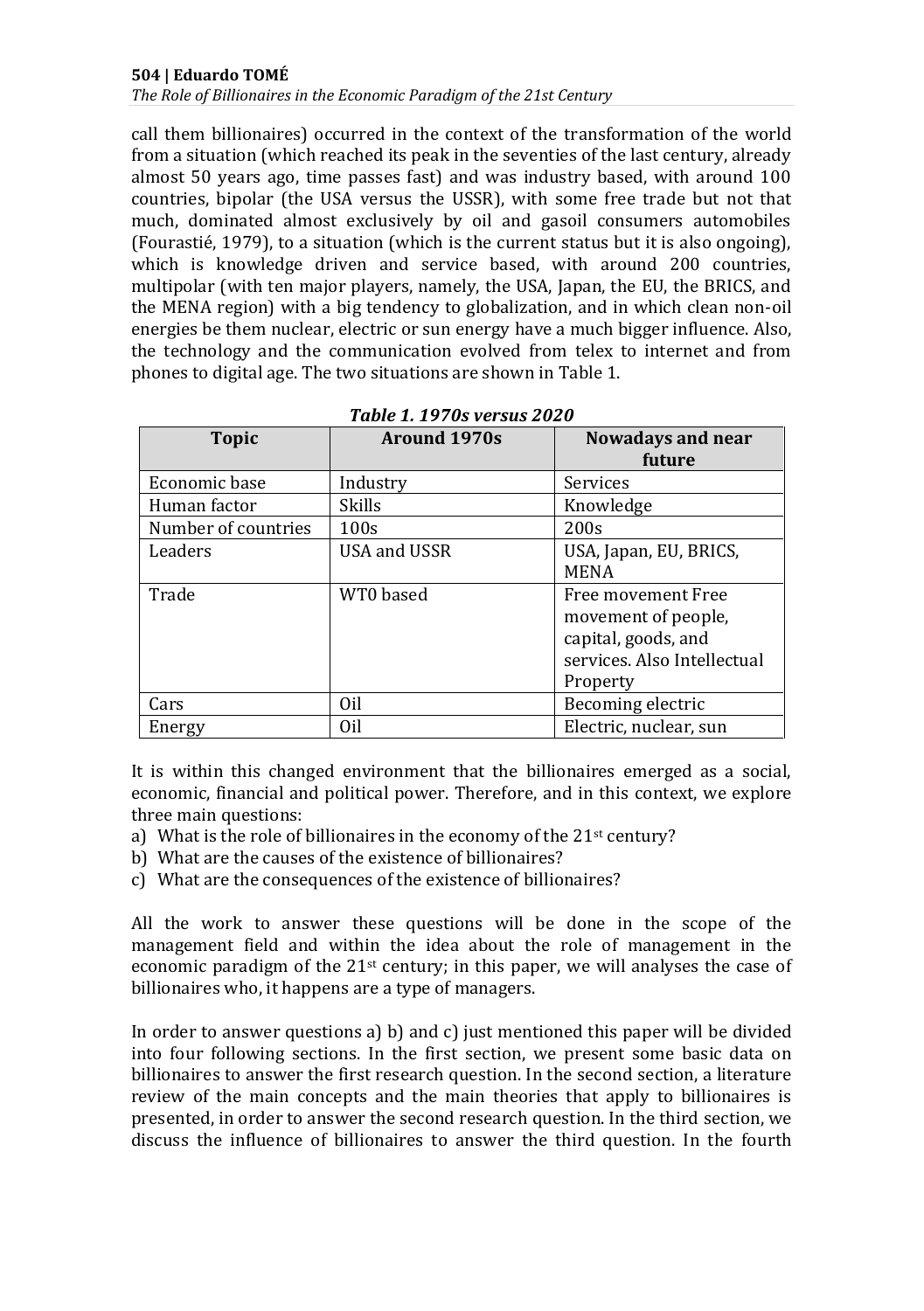call them billionaires) occurred in the context of the transformation of the world from a situation (which reached its peak in the seventies of the last century, already almost 50 years ago, time passes fast) and was industry based, with around 100 countries, bipolar (the USA versus the USSR), with some free trade but not that much, dominated almost exclusively by oil and gasoil consumers automobiles (Fourastié, 1979), to a situation (which is the current status but it is also ongoing), which is knowledge driven and service based, with around 200 countries, multipolar (with ten major players, namely, the USA, Japan, the EU, the BRICS, and the MENA region) with a big tendency to globalization, and in which clean non-oil energies be them nuclear, electric or sun energy have a much bigger influence. Also, the technology and the communication evolved from telex to internet and from phones to digital age. The two situations are shown in Table 1.

***Table 1. 1970s versus 2020***

| Topic | Around 1970s | Nowadays and near future |
| --- | --- | --- |
| Economic base | Industry | Services |
| Human factor | Skills | Knowledge |
| Number of countries | 100s | 200s |
| Leaders | USA and USSR | USA, Japan, EU, BRICS, MENA |
| Trade | WT0 based | Free movement Free movement of people, capital, goods, and services. Also Intellectual Property |
| Cars | Oil | Becoming electric |
| Energy | Oil | Electric, nuclear, sun |

It is within this changed environment that the billionaires emerged as a social, economic, financial and political power. Therefore, and in this context, we explore three main questions:

a) What is the role of billionaires in the economy of the 21st century?
b) What are the causes of the existence of billionaires?
c) What are the consequences of the existence of billionaires?

All the work to answer these questions will be done in the scope of the management field and within the idea about the role of management in the economic paradigm of the 21st century; in this paper, we will analyses the case of billionaires who, it happens are a type of managers.

In order to answer questions a) b) and c) just mentioned this paper will be divided into four following sections. In the first section, we present some basic data on billionaires to answer the first research question. In the second section, a literature review of the main concepts and the main theories that apply to billionaires is presented, in order to answer the second research question. In the third section, we discuss the influence of billionaires to answer the third question. In the fourth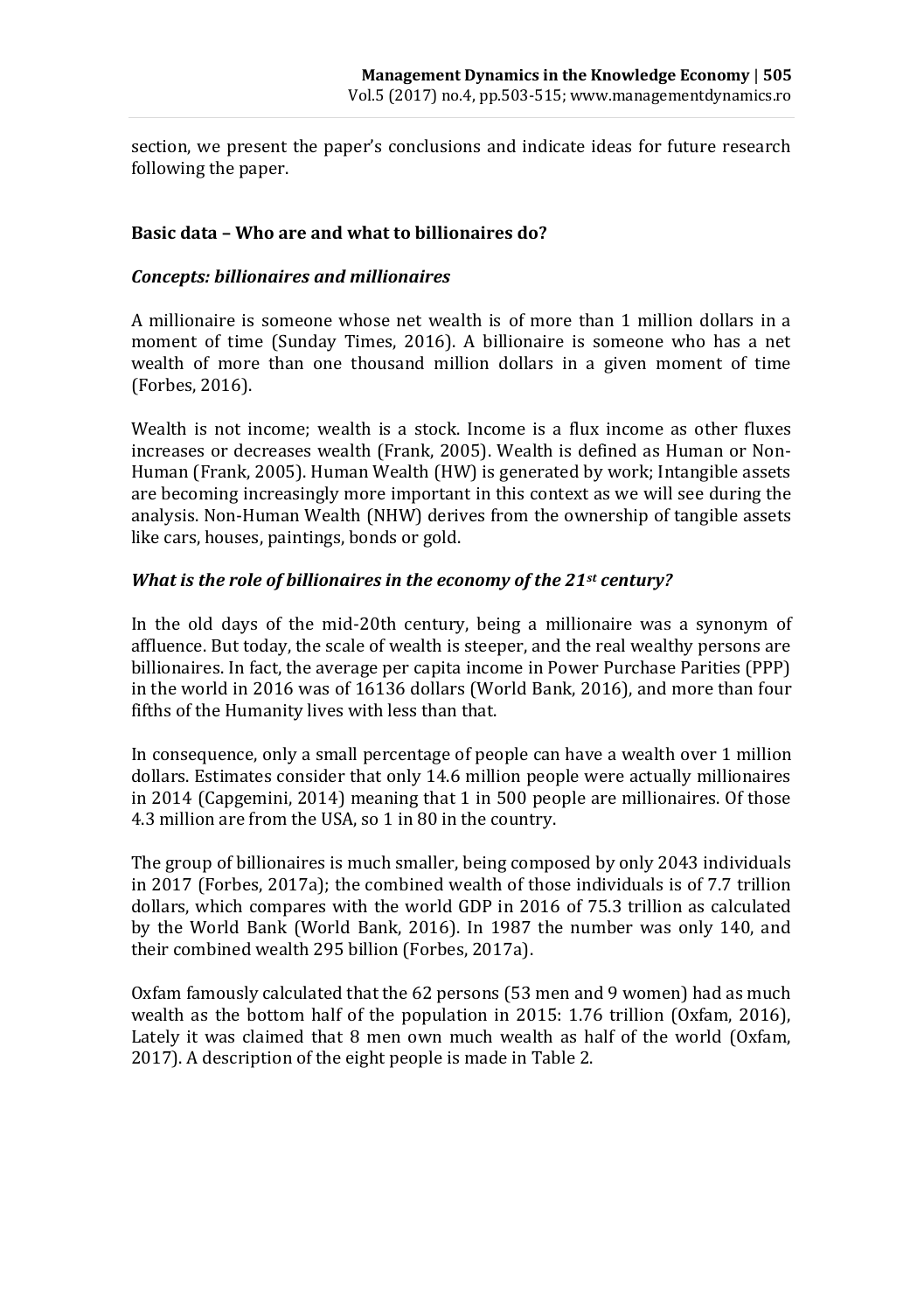section, we present the paper's conclusions and indicate ideas for future research following the paper.

## Basic data – Who are and what to billionaires do?

### *Concepts: billionaires and millionaires*

A millionaire is someone whose net wealth is of more than 1 million dollars in a moment of time (Sunday Times, 2016). A billionaire is someone who has a net wealth of more than one thousand million dollars in a given moment of time (Forbes, 2016).

Wealth is not income; wealth is a stock. Income is a flux income as other fluxes increases or decreases wealth (Frank, 2005). Wealth is defined as Human or Non-Human (Frank, 2005). Human Wealth (HW) is generated by work; Intangible assets are becoming increasingly more important in this context as we will see during the analysis. Non-Human Wealth (NHW) derives from the ownership of tangible assets like cars, houses, paintings, bonds or gold.

### *What is the role of billionaires in the economy of the 21st century?*

In the old days of the mid-20th century, being a millionaire was a synonym of affluence. But today, the scale of wealth is steeper, and the real wealthy persons are billionaires. In fact, the average per capita income in Power Purchase Parities (PPP) in the world in 2016 was of 16136 dollars (World Bank, 2016), and more than four fifths of the Humanity lives with less than that.

In consequence, only a small percentage of people can have a wealth over 1 million dollars. Estimates consider that only 14.6 million people were actually millionaires in 2014 (Capgemini, 2014) meaning that 1 in 500 people are millionaires. Of those 4.3 million are from the USA, so 1 in 80 in the country.

The group of billionaires is much smaller, being composed by only 2043 individuals in 2017 (Forbes, 2017a); the combined wealth of those individuals is of 7.7 trillion dollars, which compares with the world GDP in 2016 of 75.3 trillion as calculated by the World Bank (World Bank, 2016). In 1987 the number was only 140, and their combined wealth 295 billion (Forbes, 2017a).

Oxfam famously calculated that the 62 persons (53 men and 9 women) had as much wealth as the bottom half of the population in 2015: 1.76 trillion (Oxfam, 2016), Lately it was claimed that 8 men own much wealth as half of the world (Oxfam, 2017). A description of the eight people is made in Table 2.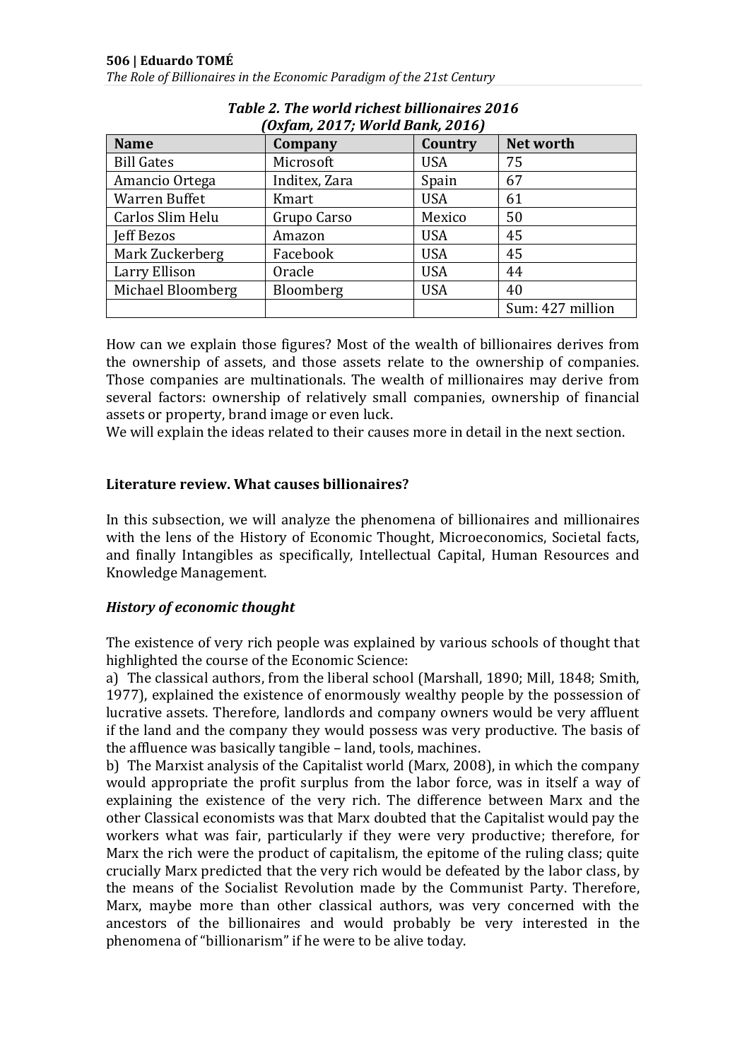*Table 2. The world richest billionaires 2016 (Oxfam, 2017; World Bank, 2016)*

| Name | Company | Country | Net worth |
|---|---|---|---|
| Bill Gates | Microsoft | USA | 75 |
| Amancio Ortega | Inditex, Zara | Spain | 67 |
| Warren Buffet | Kmart | USA | 61 |
| Carlos Slim Helu | Grupo Carso | Mexico | 50 |
| Jeff Bezos | Amazon | USA | 45 |
| Mark Zuckerberg | Facebook | USA | 45 |
| Larry Ellison | Oracle | USA | 44 |
| Michael Bloomberg | Bloomberg | USA | 40 |
| | | | Sum: 427 million |

How can we explain those figures? Most of the wealth of billionaires derives from the ownership of assets, and those assets relate to the ownership of companies. Those companies are multinationals. The wealth of millionaires may derive from several factors: ownership of relatively small companies, ownership of financial assets or property, brand image or even luck.
We will explain the ideas related to their causes more in detail in the next section.

## Literature review. What causes billionaires?

In this subsection, we will analyze the phenomena of billionaires and millionaires with the lens of the History of Economic Thought, Microeconomics, Societal facts, and finally Intangibles as specifically, Intellectual Capital, Human Resources and Knowledge Management.

### *History of economic thought*

The existence of very rich people was explained by various schools of thought that highlighted the course of the Economic Science:

a) The classical authors, from the liberal school (Marshall, 1890; Mill, 1848; Smith, 1977), explained the existence of enormously wealthy people by the possession of lucrative assets. Therefore, landlords and company owners would be very affluent if the land and the company they would possess was very productive. The basis of the affluence was basically tangible – land, tools, machines.

b) The Marxist analysis of the Capitalist world (Marx, 2008), in which the company would appropriate the profit surplus from the labor force, was in itself a way of explaining the existence of the very rich. The difference between Marx and the other Classical economists was that Marx doubted that the Capitalist would pay the workers what was fair, particularly if they were very productive; therefore, for Marx the rich were the product of capitalism, the epitome of the ruling class; quite crucially Marx predicted that the very rich would be defeated by the labor class, by the means of the Socialist Revolution made by the Communist Party. Therefore, Marx, maybe more than other classical authors, was very concerned with the ancestors of the billionaires and would probably be very interested in the phenomena of "billionarism" if he were to be alive today.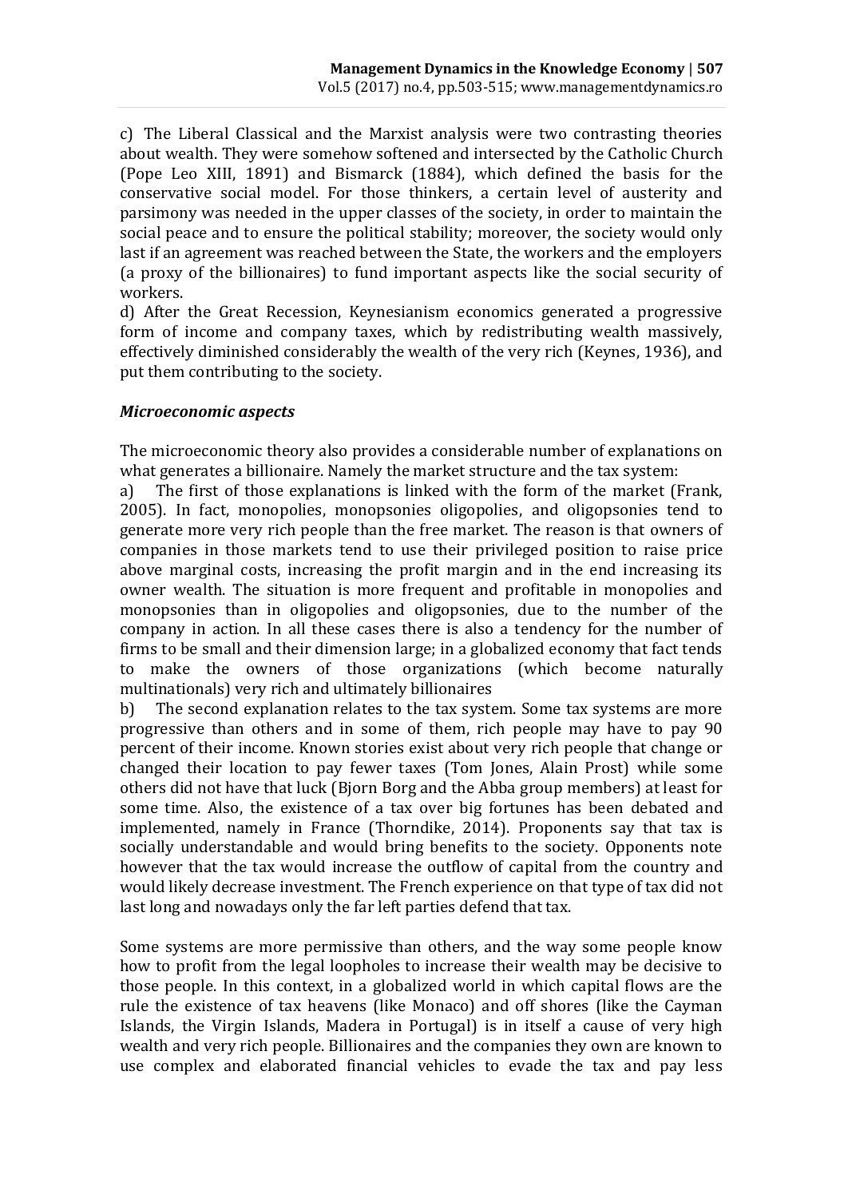c) The Liberal Classical and the Marxist analysis were two contrasting theories about wealth. They were somehow softened and intersected by the Catholic Church (Pope Leo XIII, 1891) and Bismarck (1884), which defined the basis for the conservative social model. For those thinkers, a certain level of austerity and parsimony was needed in the upper classes of the society, in order to maintain the social peace and to ensure the political stability; moreover, the society would only last if an agreement was reached between the State, the workers and the employers (a proxy of the billionaires) to fund important aspects like the social security of workers.

d) After the Great Recession, Keynesianism economics generated a progressive form of income and company taxes, which by redistributing wealth massively, effectively diminished considerably the wealth of the very rich (Keynes, 1936), and put them contributing to the society.

### *Microeconomic aspects*

The microeconomic theory also provides a considerable number of explanations on what generates a billionaire. Namely the market structure and the tax system:

a) The first of those explanations is linked with the form of the market (Frank, 2005). In fact, monopolies, monopsonies oligopolies, and oligopsonies tend to generate more very rich people than the free market. The reason is that owners of companies in those markets tend to use their privileged position to raise price above marginal costs, increasing the profit margin and in the end increasing its owner wealth. The situation is more frequent and profitable in monopolies and monopsonies than in oligopolies and oligopsonies, due to the number of the company in action. In all these cases there is also a tendency for the number of firms to be small and their dimension large; in a globalized economy that fact tends to make the owners of those organizations (which become naturally multinationals) very rich and ultimately billionaires

b) The second explanation relates to the tax system. Some tax systems are more progressive than others and in some of them, rich people may have to pay 90 percent of their income. Known stories exist about very rich people that change or changed their location to pay fewer taxes (Tom Jones, Alain Prost) while some others did not have that luck (Bjorn Borg and the Abba group members) at least for some time. Also, the existence of a tax over big fortunes has been debated and implemented, namely in France (Thorndike, 2014). Proponents say that tax is socially understandable and would bring benefits to the society. Opponents note however that the tax would increase the outflow of capital from the country and would likely decrease investment. The French experience on that type of tax did not last long and nowadays only the far left parties defend that tax.

Some systems are more permissive than others, and the way some people know how to profit from the legal loopholes to increase their wealth may be decisive to those people. In this context, in a globalized world in which capital flows are the rule the existence of tax heavens (like Monaco) and off shores (like the Cayman Islands, the Virgin Islands, Madera in Portugal) is in itself a cause of very high wealth and very rich people. Billionaires and the companies they own are known to use complex and elaborated financial vehicles to evade the tax and pay less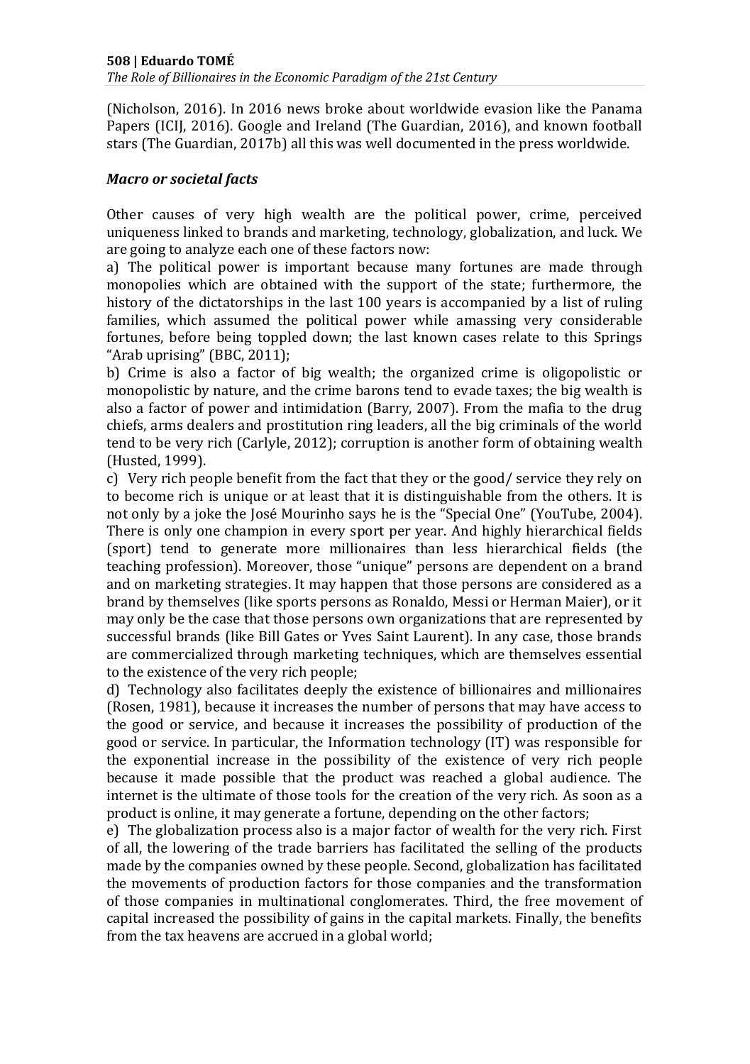(Nicholson, 2016). In 2016 news broke about worldwide evasion like the Panama Papers (ICIJ, 2016). Google and Ireland (The Guardian, 2016), and known football stars (The Guardian, 2017b) all this was well documented in the press worldwide.

### *Macro or societal facts*

Other causes of very high wealth are the political power, crime, perceived uniqueness linked to brands and marketing, technology, globalization, and luck. We are going to analyze each one of these factors now:

a) The political power is important because many fortunes are made through monopolies which are obtained with the support of the state; furthermore, the history of the dictatorships in the last 100 years is accompanied by a list of ruling families, which assumed the political power while amassing very considerable fortunes, before being toppled down; the last known cases relate to this Springs "Arab uprising" (BBC, 2011);

b) Crime is also a factor of big wealth; the organized crime is oligopolistic or monopolistic by nature, and the crime barons tend to evade taxes; the big wealth is also a factor of power and intimidation (Barry, 2007). From the mafia to the drug chiefs, arms dealers and prostitution ring leaders, all the big criminals of the world tend to be very rich (Carlyle, 2012); corruption is another form of obtaining wealth (Husted, 1999).

c) Very rich people benefit from the fact that they or the good/ service they rely on to become rich is unique or at least that it is distinguishable from the others. It is not only by a joke the José Mourinho says he is the "Special One" (YouTube, 2004). There is only one champion in every sport per year. And highly hierarchical fields (sport) tend to generate more millionaires than less hierarchical fields (the teaching profession). Moreover, those "unique" persons are dependent on a brand and on marketing strategies. It may happen that those persons are considered as a brand by themselves (like sports persons as Ronaldo, Messi or Herman Maier), or it may only be the case that those persons own organizations that are represented by successful brands (like Bill Gates or Yves Saint Laurent). In any case, those brands are commercialized through marketing techniques, which are themselves essential to the existence of the very rich people;

d) Technology also facilitates deeply the existence of billionaires and millionaires (Rosen, 1981), because it increases the number of persons that may have access to the good or service, and because it increases the possibility of production of the good or service. In particular, the Information technology (IT) was responsible for the exponential increase in the possibility of the existence of very rich people because it made possible that the product was reached a global audience. The internet is the ultimate of those tools for the creation of the very rich. As soon as a product is online, it may generate a fortune, depending on the other factors;

e) The globalization process also is a major factor of wealth for the very rich. First of all, the lowering of the trade barriers has facilitated the selling of the products made by the companies owned by these people. Second, globalization has facilitated the movements of production factors for those companies and the transformation of those companies in multinational conglomerates. Third, the free movement of capital increased the possibility of gains in the capital markets. Finally, the benefits from the tax heavens are accrued in a global world;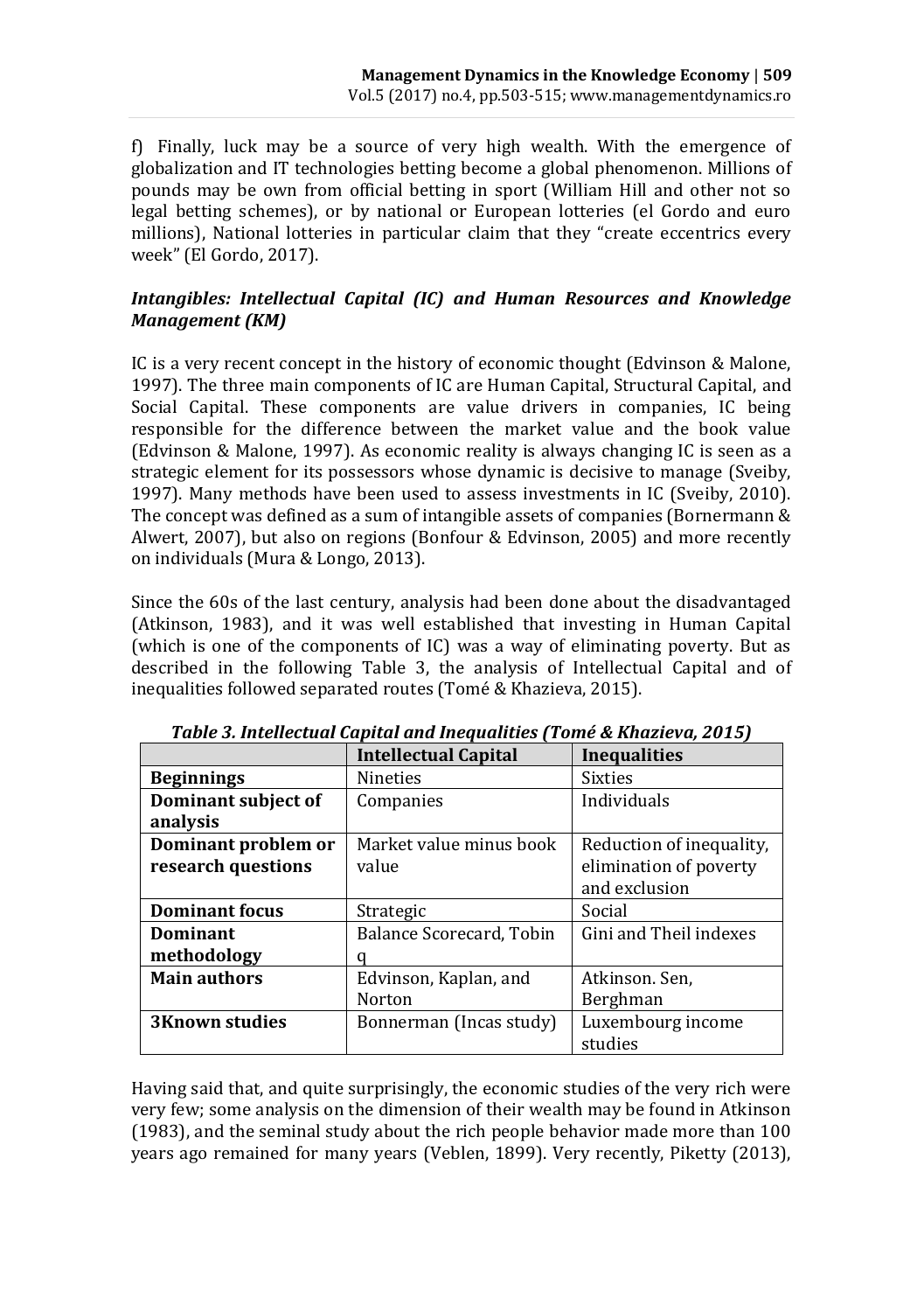f) Finally, luck may be a source of very high wealth. With the emergence of globalization and IT technologies betting become a global phenomenon. Millions of pounds may be own from official betting in sport (William Hill and other not so legal betting schemes), or by national or European lotteries (el Gordo and euro millions), National lotteries in particular claim that they "create eccentrics every week" (El Gordo, 2017).

### *Intangibles: Intellectual Capital (IC) and Human Resources and Knowledge Management (KM)*

IC is a very recent concept in the history of economic thought (Edvinson & Malone, 1997). The three main components of IC are Human Capital, Structural Capital, and Social Capital. These components are value drivers in companies, IC being responsible for the difference between the market value and the book value (Edvinson & Malone, 1997). As economic reality is always changing IC is seen as a strategic element for its possessors whose dynamic is decisive to manage (Sveiby, 1997). Many methods have been used to assess investments in IC (Sveiby, 2010). The concept was defined as a sum of intangible assets of companies (Bornermann & Alwert, 2007), but also on regions (Bonfour & Edvinson, 2005) and more recently on individuals (Mura & Longo, 2013).

Since the 60s of the last century, analysis had been done about the disadvantaged (Atkinson, 1983), and it was well established that investing in Human Capital (which is one of the components of IC) was a way of eliminating poverty. But as described in the following Table 3, the analysis of Intellectual Capital and of inequalities followed separated routes (Tomé & Khazieva, 2015).

***Table 3. Intellectual Capital and Inequalities (Tomé & Khazieva, 2015)***

| | **Intellectual Capital** | **Inequalities** |
|---|---|---|
| **Beginnings** | Nineties | Sixties |
| **Dominant subject of analysis** | Companies | Individuals |
| **Dominant problem or research questions** | Market value minus book value | Reduction of inequality, elimination of poverty and exclusion |
| **Dominant focus** | Strategic | Social |
| **Dominant methodology** | Balance Scorecard, Tobin q | Gini and Theil indexes |
| **Main authors** | Edvinson, Kaplan, and Norton | Atkinson. Sen, Berghman |
| **3Known studies** | Bonnerman (Incas study) | Luxembourg income studies |

Having said that, and quite surprisingly, the economic studies of the very rich were very few; some analysis on the dimension of their wealth may be found in Atkinson (1983), and the seminal study about the rich people behavior made more than 100 years ago remained for many years (Veblen, 1899). Very recently, Piketty (2013),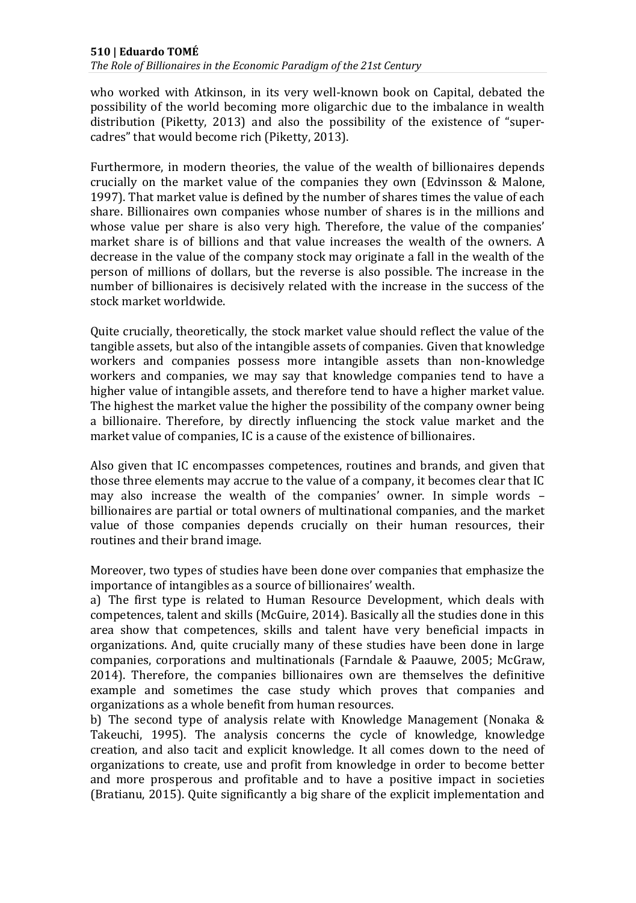who worked with Atkinson, in its very well-known book on Capital, debated the possibility of the world becoming more oligarchic due to the imbalance in wealth distribution (Piketty, 2013) and also the possibility of the existence of "super-cadres" that would become rich (Piketty, 2013).

Furthermore, in modern theories, the value of the wealth of billionaires depends crucially on the market value of the companies they own (Edvinsson & Malone, 1997). That market value is defined by the number of shares times the value of each share. Billionaires own companies whose number of shares is in the millions and whose value per share is also very high. Therefore, the value of the companies' market share is of billions and that value increases the wealth of the owners. A decrease in the value of the company stock may originate a fall in the wealth of the person of millions of dollars, but the reverse is also possible. The increase in the number of billionaires is decisively related with the increase in the success of the stock market worldwide.

Quite crucially, theoretically, the stock market value should reflect the value of the tangible assets, but also of the intangible assets of companies. Given that knowledge workers and companies possess more intangible assets than non-knowledge workers and companies, we may say that knowledge companies tend to have a higher value of intangible assets, and therefore tend to have a higher market value. The highest the market value the higher the possibility of the company owner being a billionaire. Therefore, by directly influencing the stock value market and the market value of companies, IC is a cause of the existence of billionaires.

Also given that IC encompasses competences, routines and brands, and given that those three elements may accrue to the value of a company, it becomes clear that IC may also increase the wealth of the companies' owner. In simple words – billionaires are partial or total owners of multinational companies, and the market value of those companies depends crucially on their human resources, their routines and their brand image.

Moreover, two types of studies have been done over companies that emphasize the importance of intangibles as a source of billionaires' wealth.

a) The first type is related to Human Resource Development, which deals with competences, talent and skills (McGuire, 2014). Basically all the studies done in this area show that competences, skills and talent have very beneficial impacts in organizations. And, quite crucially many of these studies have been done in large companies, corporations and multinationals (Farndale & Paauwe, 2005; McGraw, 2014). Therefore, the companies billionaires own are themselves the definitive example and sometimes the case study which proves that companies and organizations as a whole benefit from human resources.

b) The second type of analysis relate with Knowledge Management (Nonaka & Takeuchi, 1995). The analysis concerns the cycle of knowledge, knowledge creation, and also tacit and explicit knowledge. It all comes down to the need of organizations to create, use and profit from knowledge in order to become better and more prosperous and profitable and to have a positive impact in societies (Bratianu, 2015). Quite significantly a big share of the explicit implementation and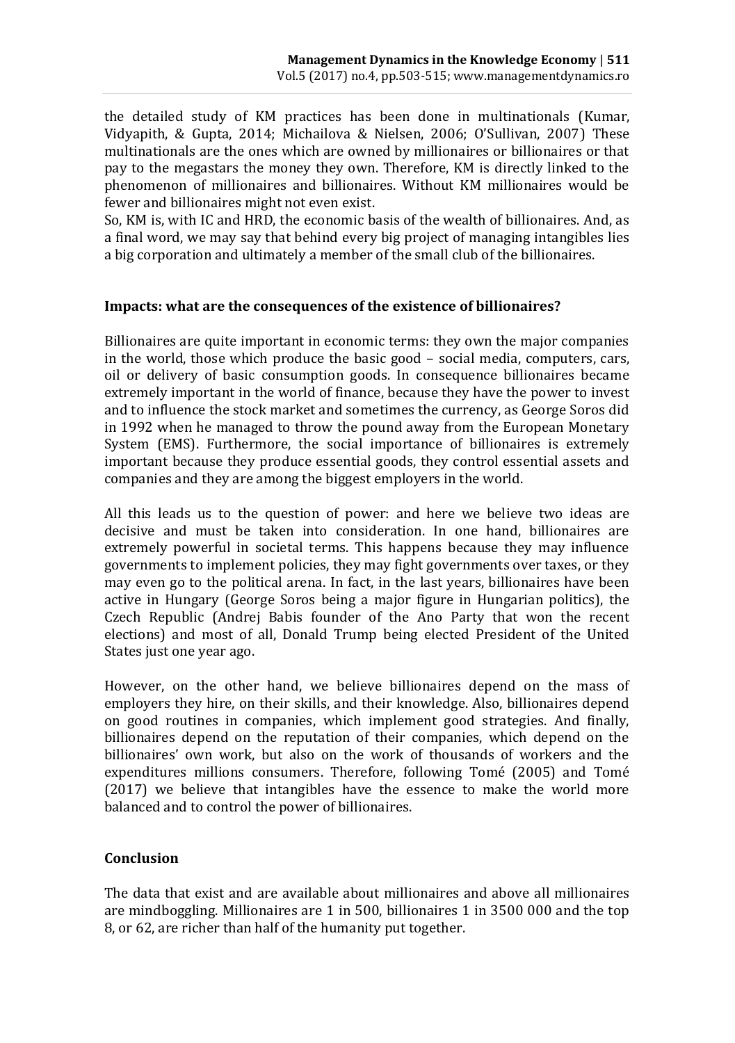the detailed study of KM practices has been done in multinationals (Kumar, Vidyapith, & Gupta, 2014; Michailova & Nielsen, 2006; O'Sullivan, 2007) These multinationals are the ones which are owned by millionaires or billionaires or that pay to the megastars the money they own. Therefore, KM is directly linked to the phenomenon of millionaires and billionaires. Without KM millionaires would be fewer and billionaires might not even exist.

So, KM is, with IC and HRD, the economic basis of the wealth of billionaires. And, as a final word, we may say that behind every big project of managing intangibles lies a big corporation and ultimately a member of the small club of the billionaires.

## Impacts: what are the consequences of the existence of billionaires?

Billionaires are quite important in economic terms: they own the major companies in the world, those which produce the basic good – social media, computers, cars, oil or delivery of basic consumption goods. In consequence billionaires became extremely important in the world of finance, because they have the power to invest and to influence the stock market and sometimes the currency, as George Soros did in 1992 when he managed to throw the pound away from the European Monetary System (EMS). Furthermore, the social importance of billionaires is extremely important because they produce essential goods, they control essential assets and companies and they are among the biggest employers in the world.

All this leads us to the question of power: and here we believe two ideas are decisive and must be taken into consideration. In one hand, billionaires are extremely powerful in societal terms. This happens because they may influence governments to implement policies, they may fight governments over taxes, or they may even go to the political arena. In fact, in the last years, billionaires have been active in Hungary (George Soros being a major figure in Hungarian politics), the Czech Republic (Andrej Babis founder of the Ano Party that won the recent elections) and most of all, Donald Trump being elected President of the United States just one year ago.

However, on the other hand, we believe billionaires depend on the mass of employers they hire, on their skills, and their knowledge. Also, billionaires depend on good routines in companies, which implement good strategies. And finally, billionaires depend on the reputation of their companies, which depend on the billionaires' own work, but also on the work of thousands of workers and the expenditures millions consumers. Therefore, following Tomé (2005) and Tomé (2017) we believe that intangibles have the essence to make the world more balanced and to control the power of billionaires.

## Conclusion

The data that exist and are available about millionaires and above all millionaires are mindboggling. Millionaires are 1 in 500, billionaires 1 in 3500 000 and the top 8, or 62, are richer than half of the humanity put together.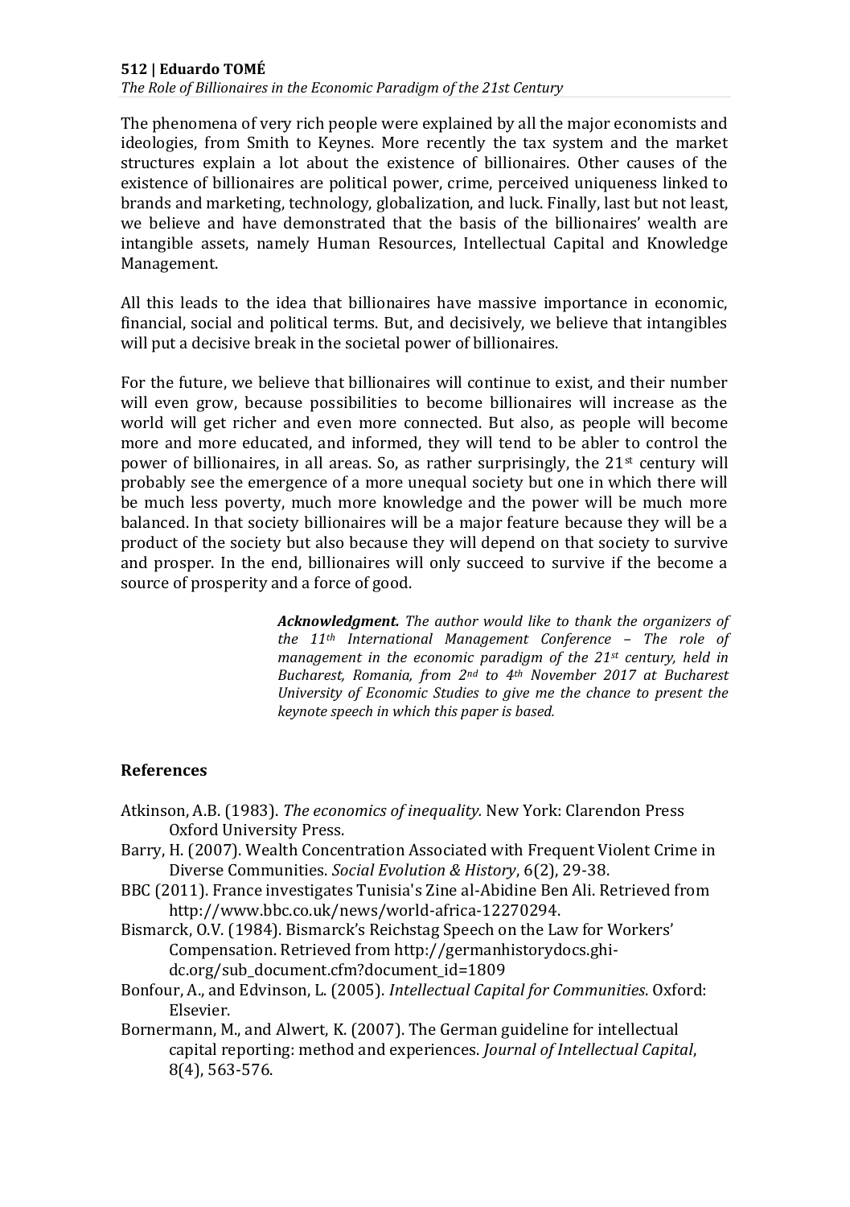The phenomena of very rich people were explained by all the major economists and ideologies, from Smith to Keynes. More recently the tax system and the market structures explain a lot about the existence of billionaires. Other causes of the existence of billionaires are political power, crime, perceived uniqueness linked to brands and marketing, technology, globalization, and luck. Finally, last but not least, we believe and have demonstrated that the basis of the billionaires' wealth are intangible assets, namely Human Resources, Intellectual Capital and Knowledge Management.

All this leads to the idea that billionaires have massive importance in economic, financial, social and political terms. But, and decisively, we believe that intangibles will put a decisive break in the societal power of billionaires.

For the future, we believe that billionaires will continue to exist, and their number will even grow, because possibilities to become billionaires will increase as the world will get richer and even more connected. But also, as people will become more and more educated, and informed, they will tend to be abler to control the power of billionaires, in all areas. So, as rather surprisingly, the 21st century will probably see the emergence of a more unequal society but one in which there will be much less poverty, much more knowledge and the power will be much more balanced. In that society billionaires will be a major feature because they will be a product of the society but also because they will depend on that society to survive and prosper. In the end, billionaires will only succeed to survive if the become a source of prosperity and a force of good.

***Acknowledgment.*** *The author would like to thank the organizers of the 11th International Management Conference – The role of management in the economic paradigm of the 21st century, held in Bucharest, Romania, from 2nd to 4th November 2017 at Bucharest University of Economic Studies to give me the chance to present the keynote speech in which this paper is based.*

## References

Atkinson, A.B. (1983). *The economics of inequality.* New York: Clarendon Press Oxford University Press.

Barry, H. (2007). Wealth Concentration Associated with Frequent Violent Crime in Diverse Communities. *Social Evolution & History*, 6(2), 29-38.

BBC (2011). France investigates Tunisia's Zine al-Abidine Ben Ali. Retrieved from http://www.bbc.co.uk/news/world-africa-12270294.

Bismarck, O.V. (1984). Bismarck's Reichstag Speech on the Law for Workers' Compensation. Retrieved from http://germanhistorydocs.ghi-dc.org/sub_document.cfm?document_id=1809

Bonfour, A., and Edvinson, L. (2005). *Intellectual Capital for Communities*. Oxford: Elsevier.

Bornermann, M., and Alwert, K. (2007). The German guideline for intellectual capital reporting: method and experiences. *Journal of Intellectual Capital*, 8(4), 563-576.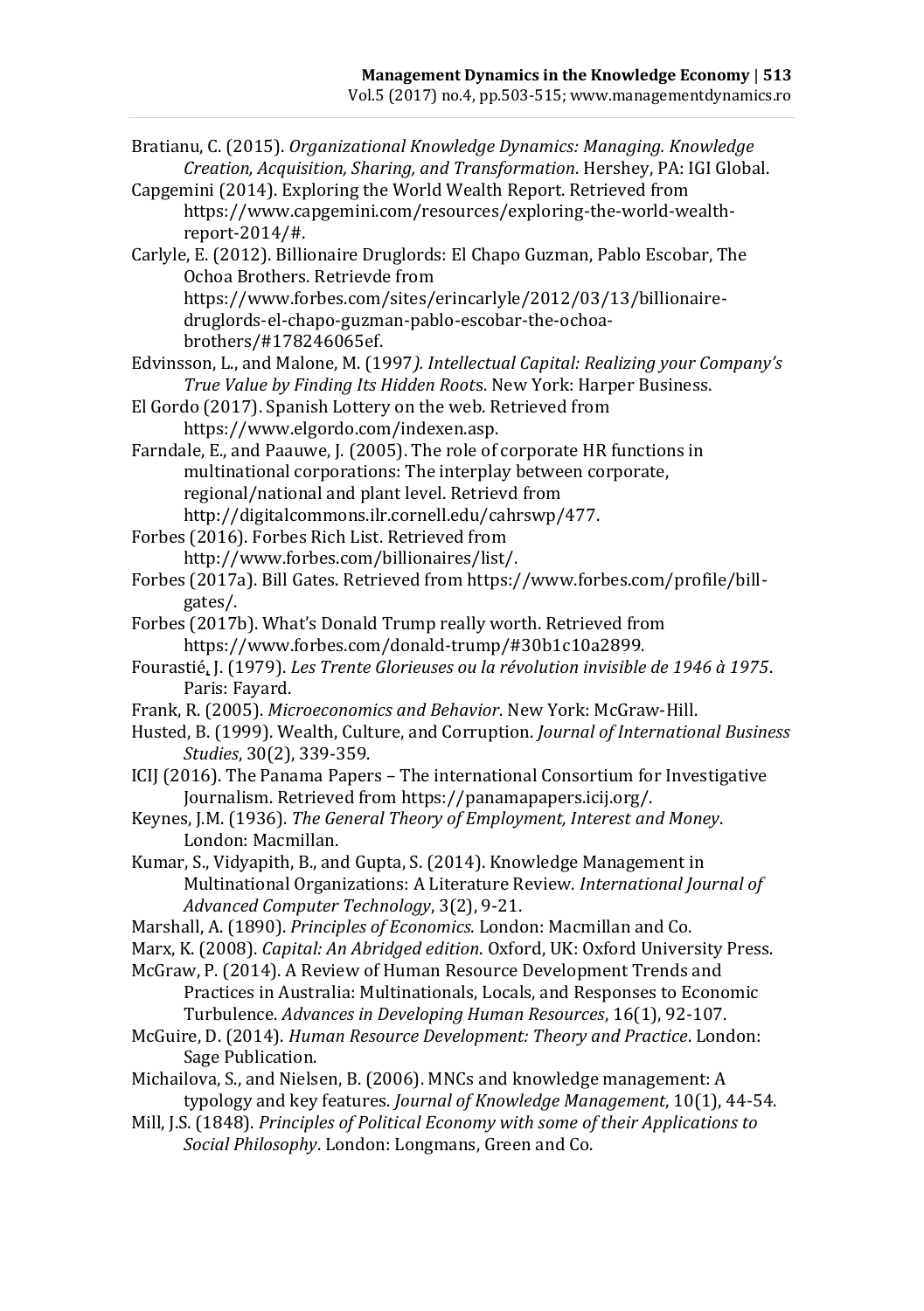Bratianu, C. (2015). *Organizational Knowledge Dynamics: Managing. Knowledge Creation, Acquisition, Sharing, and Transformation*. Hershey, PA: IGI Global.

Capgemini (2014). Exploring the World Wealth Report. Retrieved from https://www.capgemini.com/resources/exploring-the-world-wealth-report-2014/#.

Carlyle, E. (2012). Billionaire Druglords: El Chapo Guzman, Pablo Escobar, The Ochoa Brothers. Retrievde from https://www.forbes.com/sites/erincarlyle/2012/03/13/billionaire-druglords-el-chapo-guzman-pablo-escobar-the-ochoa-brothers/#178246065ef.

Edvinsson, L., and Malone, M. (1997*). Intellectual Capital: Realizing your Company's True Value by Finding Its Hidden Root*s. New York: Harper Business.

El Gordo (2017). Spanish Lottery on the web. Retrieved from https://www.elgordo.com/indexen.asp.

Farndale, E., and Paauwe, J. (2005). The role of corporate HR functions in multinational corporations: The interplay between corporate, regional/national and plant level. Retrievd from http://digitalcommons.ilr.cornell.edu/cahrswp/477.

Forbes (2016). Forbes Rich List. Retrieved from http://www.forbes.com/billionaires/list/.

Forbes (2017a). Bill Gates. Retrieved from https://www.forbes.com/profile/bill-gates/.

Forbes (2017b). What's Donald Trump really worth. Retrieved from https://www.forbes.com/donald-trump/#30b1c10a2899.

Fourastié, J. (1979). *Les Trente Glorieuses ou la révolution invisible de 1946 à 1975*. Paris: Fayard.

Frank, R. (2005). *Microeconomics and Behavior*. New York: McGraw-Hill.

Husted, B. (1999). Wealth, Culture, and Corruption. *Journal of International Business Studies*, 30(2), 339-359.

ICIJ (2016). The Panama Papers – The international Consortium for Investigative Journalism. Retrieved from https://panamapapers.icij.org/.

Keynes, J.M. (1936). *The General Theory of Employment, Interest and Money*. London: Macmillan.

Kumar, S., Vidyapith, B., and Gupta, S. (2014). Knowledge Management in Multinational Organizations: A Literature Review. *International Journal of Advanced Computer Technology*, 3(2), 9-21.

Marshall, A. (1890). *Principles of Economics.* London: Macmillan and Co.

Marx, K. (2008). *Capital: An Abridged edition*. Oxford, UK: Oxford University Press.

McGraw, P. (2014). A Review of Human Resource Development Trends and Practices in Australia: Multinationals, Locals, and Responses to Economic Turbulence. *Advances in Developing Human Resources*, 16(1), 92-107.

McGuire, D. (2014). *Human Resource Development: Theory and Practice*. London: Sage Publication.

Michailova, S., and Nielsen, B. (2006). MNCs and knowledge management: A typology and key features. *Journal of Knowledge Management*, 10(1), 44-54.

Mill, J.S. (1848). *Principles of Political Economy with some of their Applications to Social Philosophy*. London: Longmans, Green and Co.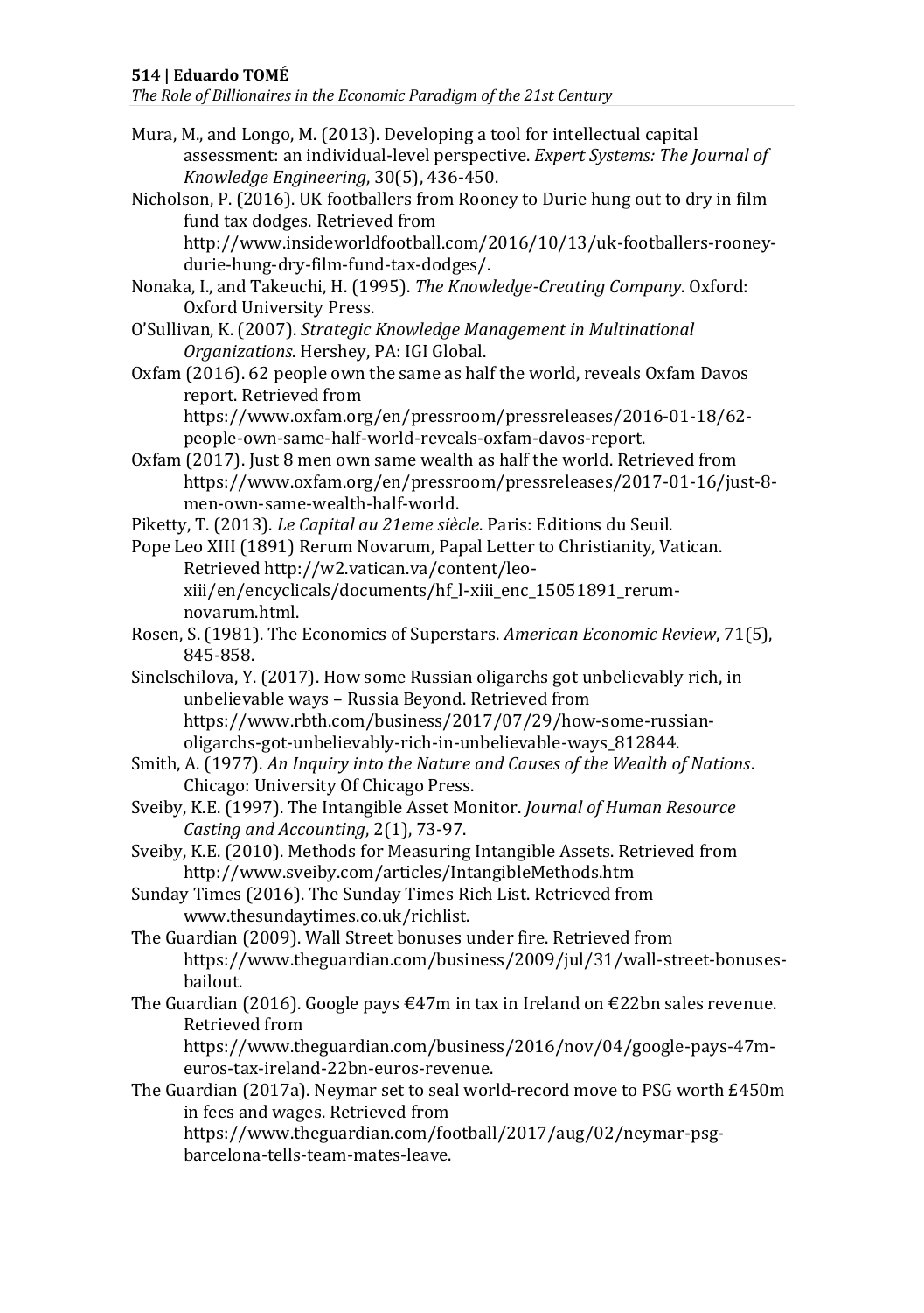Mura, M., and Longo, M. (2013). Developing a tool for intellectual capital assessment: an individual-level perspective. *Expert Systems: The Journal of Knowledge Engineering*, 30(5), 436-450.

Nicholson, P. (2016). UK footballers from Rooney to Durie hung out to dry in film fund tax dodges. Retrieved from http://www.insideworldfootball.com/2016/10/13/uk-footballers-rooney-durie-hung-dry-film-fund-tax-dodges/.

Nonaka, I., and Takeuchi, H. (1995). *The Knowledge-Creating Company*. Oxford: Oxford University Press.

O'Sullivan, K. (2007). *Strategic Knowledge Management in Multinational Organizations*. Hershey, PA: IGI Global.

Oxfam (2016). 62 people own the same as half the world, reveals Oxfam Davos report. Retrieved from https://www.oxfam.org/en/pressroom/pressreleases/2016-01-18/62-people-own-same-half-world-reveals-oxfam-davos-report.

Oxfam (2017). Just 8 men own same wealth as half the world. Retrieved from https://www.oxfam.org/en/pressroom/pressreleases/2017-01-16/just-8-men-own-same-wealth-half-world.

Piketty, T. (2013). *Le Capital au 21eme siècle*. Paris: Editions du Seuil.

Pope Leo XIII (1891) Rerum Novarum, Papal Letter to Christianity, Vatican. Retrieved http://w2.vatican.va/content/leo-xiii/en/encyclicals/documents/hf_l-xiii_enc_15051891_rerum-novarum.html.

Rosen, S. (1981). The Economics of Superstars. *American Economic Review*, 71(5), 845-858.

Sinelschilova, Y. (2017). How some Russian oligarchs got unbelievably rich, in unbelievable ways – Russia Beyond. Retrieved from https://www.rbth.com/business/2017/07/29/how-some-russian-oligarchs-got-unbelievably-rich-in-unbelievable-ways_812844.

Smith, A. (1977). *An Inquiry into the Nature and Causes of the Wealth of Nations*. Chicago: University Of Chicago Press.

Sveiby, K.E. (1997). The Intangible Asset Monitor. *Journal of Human Resource Casting and Accounting*, 2(1), 73-97.

Sveiby, K.E. (2010). Methods for Measuring Intangible Assets. Retrieved from http://www.sveiby.com/articles/IntangibleMethods.htm

Sunday Times (2016). The Sunday Times Rich List. Retrieved from www.thesundaytimes.co.uk/richlist.

The Guardian (2009). Wall Street bonuses under fire. Retrieved from https://www.theguardian.com/business/2009/jul/31/wall-street-bonuses-bailout.

The Guardian (2016). Google pays €47m in tax in Ireland on €22bn sales revenue. Retrieved from https://www.theguardian.com/business/2016/nov/04/google-pays-47m-euros-tax-ireland-22bn-euros-revenue.

The Guardian (2017a). Neymar set to seal world-record move to PSG worth £450m in fees and wages. Retrieved from https://www.theguardian.com/football/2017/aug/02/neymar-psg-barcelona-tells-team-mates-leave.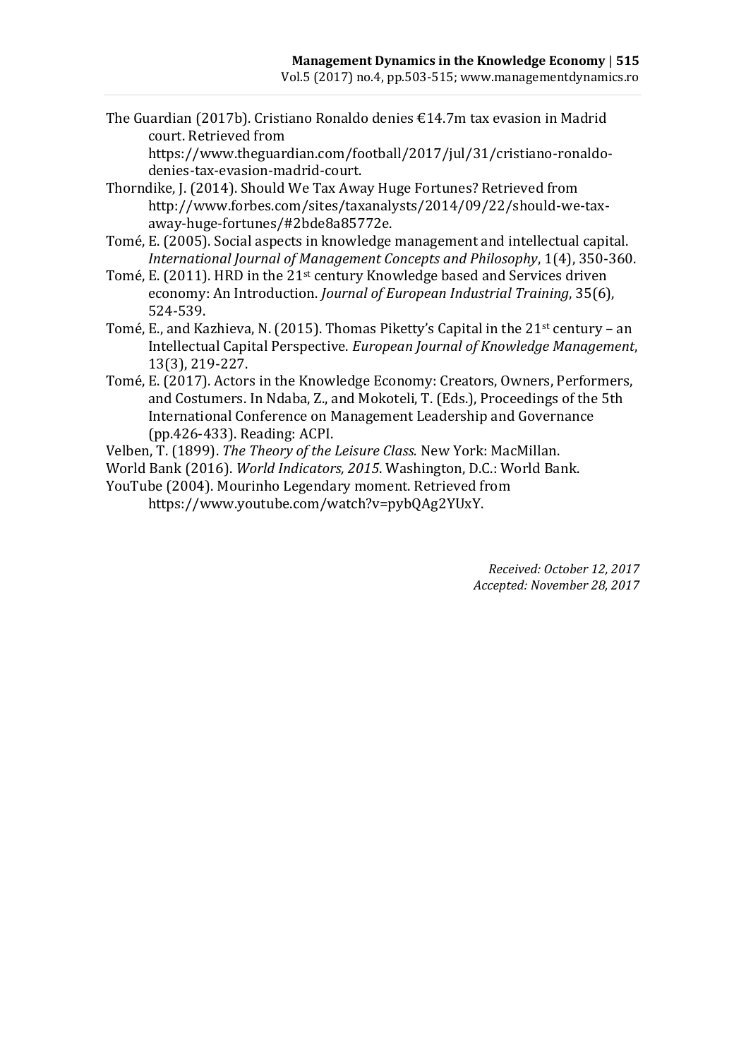The Guardian (2017b). Cristiano Ronaldo denies €14.7m tax evasion in Madrid court. Retrieved from https://www.theguardian.com/football/2017/jul/31/cristiano-ronaldo-denies-tax-evasion-madrid-court.

Thorndike, J. (2014). Should We Tax Away Huge Fortunes? Retrieved from http://www.forbes.com/sites/taxanalysts/2014/09/22/should-we-tax-away-huge-fortunes/#2bde8a85772e.

Tomé, E. (2005). Social aspects in knowledge management and intellectual capital. *International Journal of Management Concepts and Philosophy*, 1(4), 350-360.

Tomé, E. (2011). HRD in the 21st century Knowledge based and Services driven economy: An Introduction. *Journal of European Industrial Training*, 35(6), 524-539.

Tomé, E., and Kazhieva, N. (2015). Thomas Piketty's Capital in the 21st century – an Intellectual Capital Perspective. *European Journal of Knowledge Management*, 13(3), 219-227.

Tomé, E. (2017). Actors in the Knowledge Economy: Creators, Owners, Performers, and Costumers. In Ndaba, Z., and Mokoteli, T. (Eds.), Proceedings of the 5th International Conference on Management Leadership and Governance (pp.426-433). Reading: ACPI.

Velben, T. (1899). *The Theory of the Leisure Class.* New York: MacMillan.

World Bank (2016). *World Indicators, 2015*. Washington, D.C.: World Bank.

YouTube (2004). Mourinho Legendary moment. Retrieved from https://www.youtube.com/watch?v=pybQAg2YUxY.

*Received: October 12, 2017*
*Accepted: November 28, 2017*